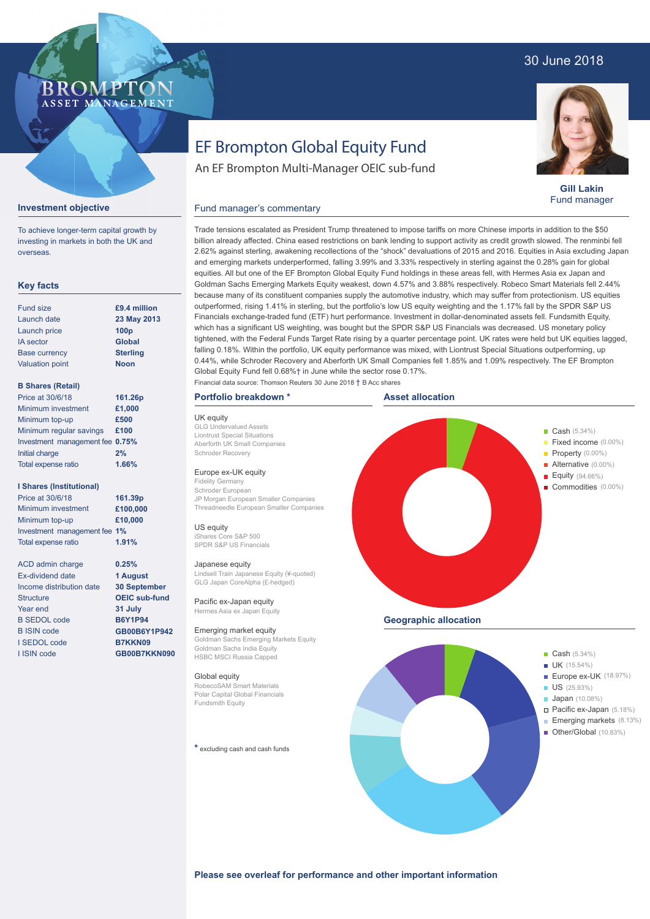30 June 2018

BROMPTON ASSET MANAGEMENT

# EF Brompton Global Equity Fund

An EF Brompton Multi-Manager OEIC sub-fund

**Gill Lakin**
Fund manager

## Investment objective

To achieve longer-term capital growth by investing in markets in both the UK and overseas.

## Key facts

| | |
|---|---|
| Fund size | **£9.4 million** |
| Launch date | **23 May 2013** |
| Launch price | **100p** |
| IA sector | **Global** |
| Base currency | **Sterling** |
| Valuation point | **Noon** |

**B Shares (Retail)**

| | |
|---|---|
| Price at 30/6/18 | **161.26p** |
| Minimum investment | **£1,000** |
| Minimum top-up | **£500** |
| Minimum regular savings | **£100** |
| Investment management fee | **0.75%** |
| Initial charge | **2%** |
| Total expense ratio | **1.66%** |

**I Shares (Institutional)**

| | |
|---|---|
| Price at 30/6/18 | **161.39p** |
| Minimum investment | **£100,000** |
| Minimum top-up | **£10,000** |
| Investment management fee | **1%** |
| Total expense ratio | **1.91%** |

| | |
|---|---|
| ACD admin charge | **0.25%** |
| Ex-dividend date | **1 August** |
| Income distribution date | **30 September** |
| Structure | **OEIC sub-fund** |
| Year end | **31 July** |
| B SEDOL code | **B6Y1P94** |
| B ISIN code | **GB00B6Y1P942** |
| I SEDOL code | **B7KKN09** |
| I ISIN code | **GB00B7KKN090** |

## Fund manager's commentary

Trade tensions escalated as President Trump threatened to impose tariffs on more Chinese imports in addition to the $50 billion already affected. China eased restrictions on bank lending to support activity as credit growth slowed. The renminbi fell 2.62% against sterling, awakening recollections of the "shock" devaluations of 2015 and 2016. Equities in Asia excluding Japan and emerging markets underperformed, falling 3.99% and 3.33% respectively in sterling against the 0.28% gain for global equities. All but one of the EF Brompton Global Equity Fund holdings in these areas fell, with Hermes Asia ex Japan and Goldman Sachs Emerging Markets Equity weakest, down 4.57% and 3.88% respectively. Robeco Smart Materials fell 2.44% because many of its constituent companies supply the automotive industry, which may suffer from protectionism. US equities outperformed, rising 1.41% in sterling, but the portfolio's low US equity weighting and the 1.17% fall by the SPDR S&P US Financials exchange-traded fund (ETF) hurt performance. Investment in dollar-denominated assets fell. Fundsmith Equity, which has a significant US weighting, was bought but the SPDR S&P US Financials was decreased. US monetary policy tightened, with the Federal Funds Target Rate rising by a quarter percentage point. UK rates were held but UK equities lagged, falling 0.18%. Within the portfolio, UK equity performance was mixed, with Liontrust Special Situations outperforming, up 0.44%, while Schroder Recovery and Aberforth UK Small Companies fell 1.85% and 1.09% respectively. The EF Brompton Global Equity Fund fell 0.68%† in June while the sector rose 0.17%.

Financial data source: Thomson Reuters 30 June 2018 † B Acc shares

## Portfolio breakdown *

**UK equity**
GLG Undervalued Assets
Liontrust Special Situations
Aberforth UK Small Companies
Schroder Recovery

**Europe ex-UK equity**
Fidelity Germany
Schroder European
JP Morgan European Smaller Companies
Threadneedle European Smaller Companies

**US equity**
iShares Core S&P 500
SPDR S&P US Financials

**Japanese equity**
Lindsell Train Japanese Equity (¥-quoted)
GLG Japan CoreAlpha (£-hedged)

**Pacific ex-Japan equity**
Hermes Asia ex Japan Equity

**Emerging market equity**
Goldman Sachs Emerging Markets Equity
Goldman Sachs India Equity
HSBC MSCI Russia Capped

**Global equity**
RobecoSAM Smart Materials
Polar Capital Global Financials
Fundsmith Equity

* excluding cash and cash funds

## Asset allocation

- Cash (5.34%)
- Fixed income (0.00%)
- Property (0.00%)
- Alternative (0.00%)
- Equity (94.66%)
- Commodities (0.00%)

## Geographic allocation

- Cash (5.34%)
- UK (15.54%)
- Europe ex-UK (18.97%)
- US (25.93%)
- Japan (10.08%)
- Pacific ex-Japan (5.18%)
- Emerging markets (8.13%)
- Other/Global (10.83%)

**Please see overleaf for performance and other important information**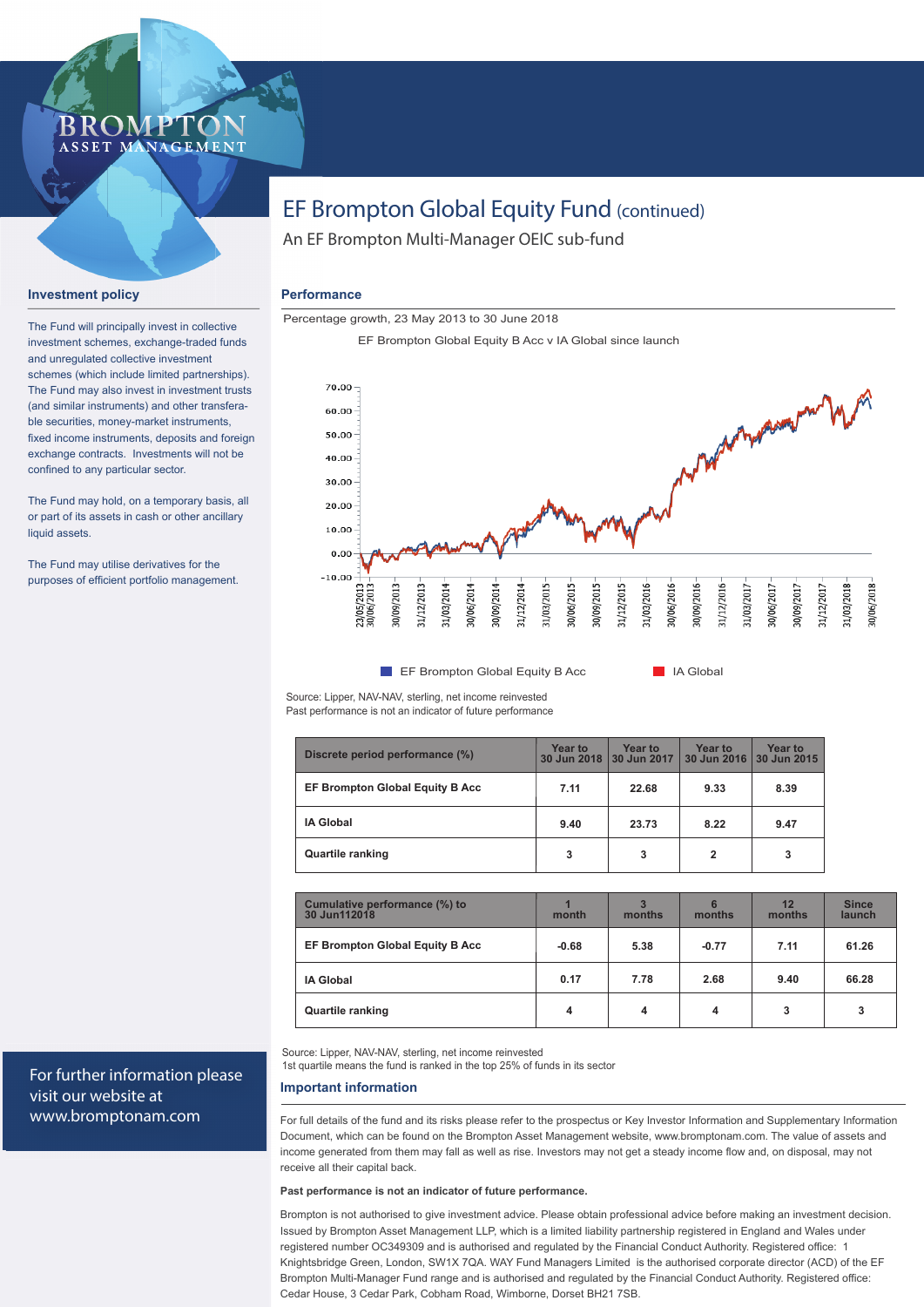# EF Brompton Global Equity Fund (continued)

An EF Brompton Multi-Manager OEIC sub-fund

## Investment policy

The Fund will principally invest in collective investment schemes, exchange-traded funds and unregulated collective investment schemes (which include limited partnerships). The Fund may also invest in investment trusts (and similar instruments) and other transferable securities, money-market instruments, fixed income instruments, deposits and foreign exchange contracts. Investments will not be confined to any particular sector.

The Fund may hold, on a temporary basis, all or part of its assets in cash or other ancillary liquid assets.

The Fund may utilise derivatives for the purposes of efficient portfolio management.

## Performance

Percentage growth, 23 May 2013 to 30 June 2018

EF Brompton Global Equity B Acc v IA Global since launch

70.00
60.00
50.00
40.00
30.00
20.00
10.00
0.00
-10.00

23/05/2013 30/06/2013 30/09/2013 31/12/2013 31/03/2014 30/06/2014 30/09/2014 31/12/2014 31/03/2015 30/06/2015 30/09/2015 31/12/2015 31/03/2016 30/06/2016 30/09/2016 31/12/2016 31/03/2017 30/06/2017 30/09/2017 31/12/2017 31/03/2018 30/06/2018

EF Brompton Global Equity B Acc
IA Global

Source: Lipper, NAV-NAV, sterling, net income reinvested
Past performance is not an indicator of future performance

| Discrete period performance (%) | Year to 30 Jun 2018 | Year to 30 Jun 2017 | Year to 30 Jun 2016 | Year to 30 Jun 2015 |
|---|---|---|---|---|
| EF Brompton Global Equity B Acc | 7.11 | 22.68 | 9.33 | 8.39 |
| IA Global | 9.40 | 23.73 | 8.22 | 9.47 |
| Quartile ranking | 3 | 3 | 2 | 3 |

| Cumulative performance (%) to 30 Jun112018 | 1 month | 3 months | 6 months | 12 months | Since launch |
|---|---|---|---|---|---|
| EF Brompton Global Equity B Acc | -0.68 | 5.38 | -0.77 | 7.11 | 61.26 |
| IA Global | 0.17 | 7.78 | 2.68 | 9.40 | 66.28 |
| Quartile ranking | 4 | 4 | 4 | 3 | 3 |

Source: Lipper, NAV-NAV, sterling, net income reinvested
1st quartile means the fund is ranked in the top 25% of funds in its sector

## Important information

For full details of the fund and its risks please refer to the prospectus or Key Investor Information and Supplementary Information Document, which can be found on the Brompton Asset Management website, www.bromptonam.com. The value of assets and income generated from them may fall as well as rise. Investors may not get a steady income flow and, on disposal, may not receive all their capital back.

**Past performance is not an indicator of future performance.**

Brompton is not authorised to give investment advice. Please obtain professional advice before making an investment decision. Issued by Brompton Asset Management LLP, which is a limited liability partnership registered in England and Wales under registered number OC349309 and is authorised and regulated by the Financial Conduct Authority. Registered office: 1 Knightsbridge Green, London, SW1X 7QA. WAY Fund Managers Limited is the authorised corporate director (ACD) of the EF Brompton Multi-Manager Fund range and is authorised and regulated by the Financial Conduct Authority. Registered office: Cedar House, 3 Cedar Park, Cobham Road, Wimborne, Dorset BH21 7SB.

For further information please visit our website at www.bromptonam.com